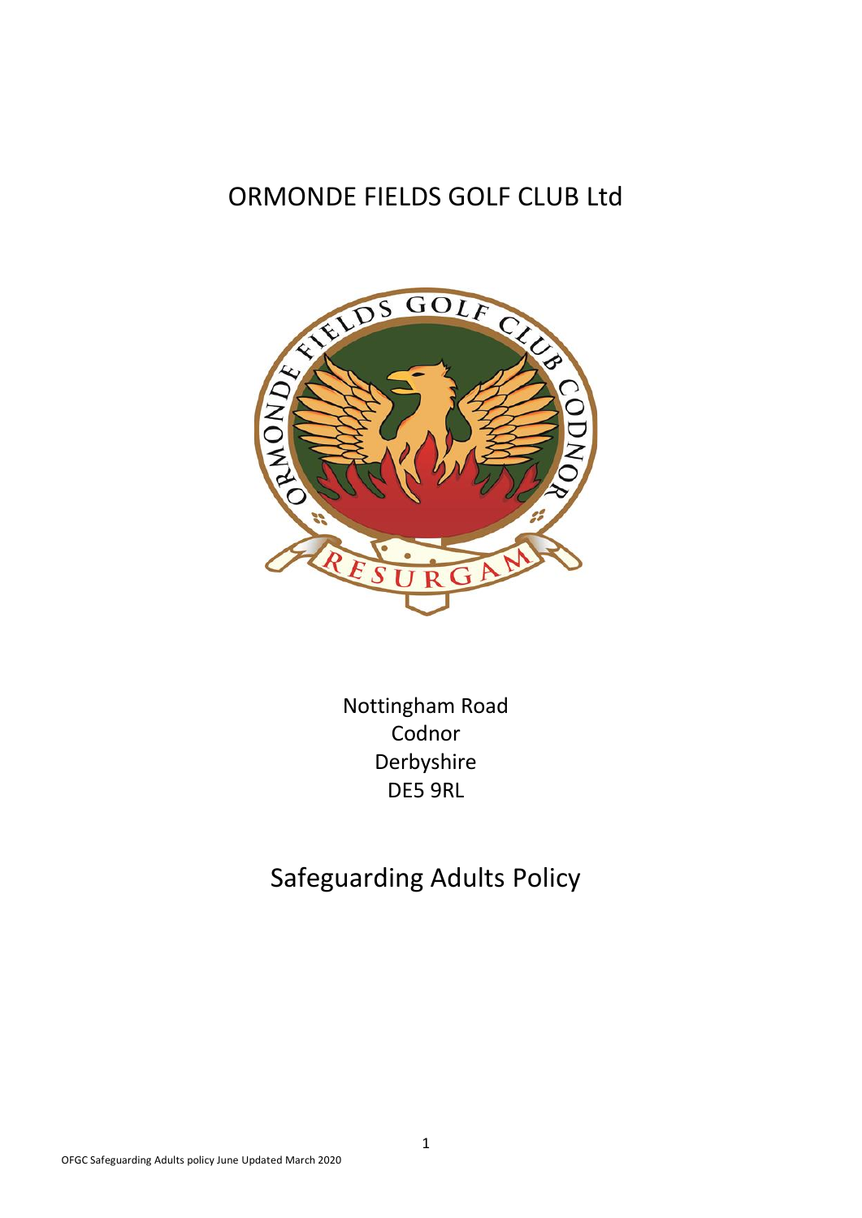# ORMONDE FIELDS GOLF CLUB Ltd

Nottingham Road
Codnor
Derbyshire
DE5 9RL

## Safeguarding Adults Policy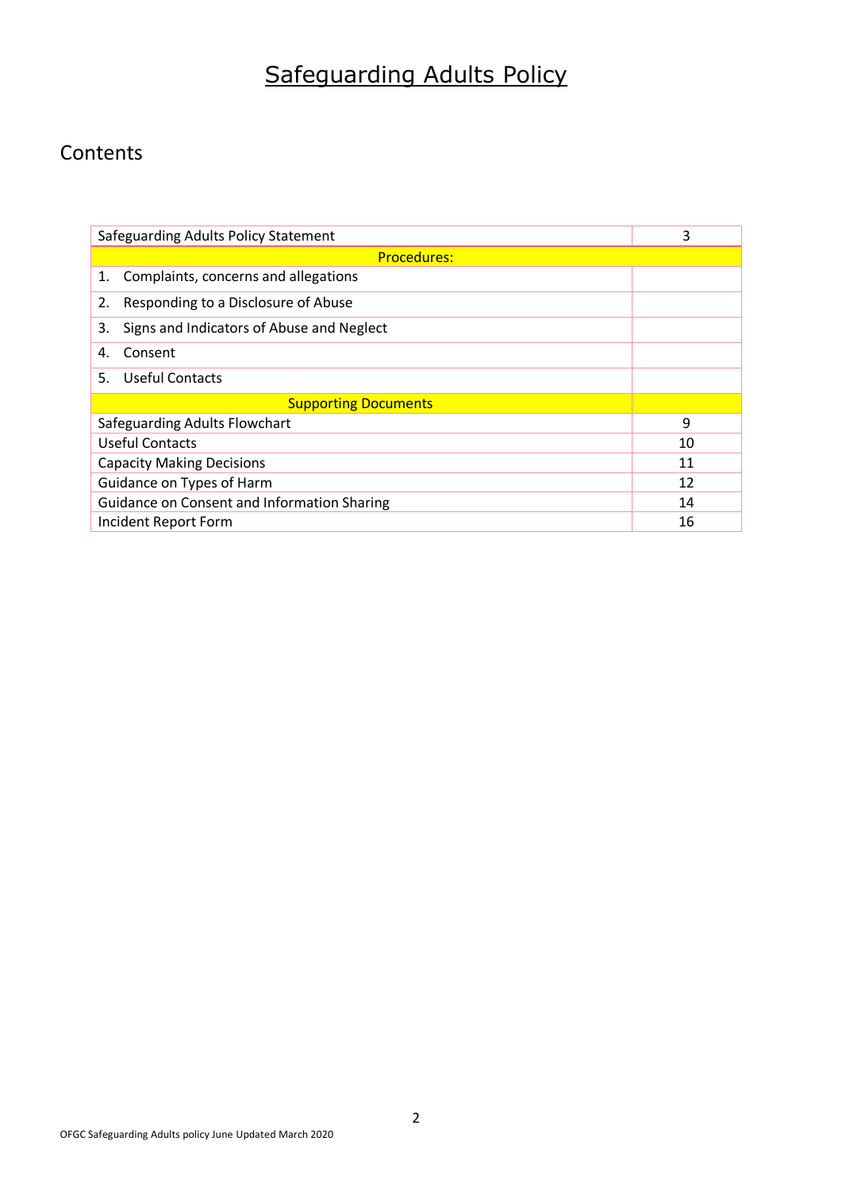# Safeguarding Adults Policy

## Contents

| Safeguarding Adults Policy Statement | 3 |
|---|---|
| Procedures: | |
| 1. Complaints, concerns and allegations | |
| 2. Responding to a Disclosure of Abuse | |
| 3. Signs and Indicators of Abuse and Neglect | |
| 4. Consent | |
| 5. Useful Contacts | |
| Supporting Documents | |
| Safeguarding Adults Flowchart | 9 |
| Useful Contacts | 10 |
| Capacity Making Decisions | 11 |
| Guidance on Types of Harm | 12 |
| Guidance on Consent and Information Sharing | 14 |
| Incident Report Form | 16 |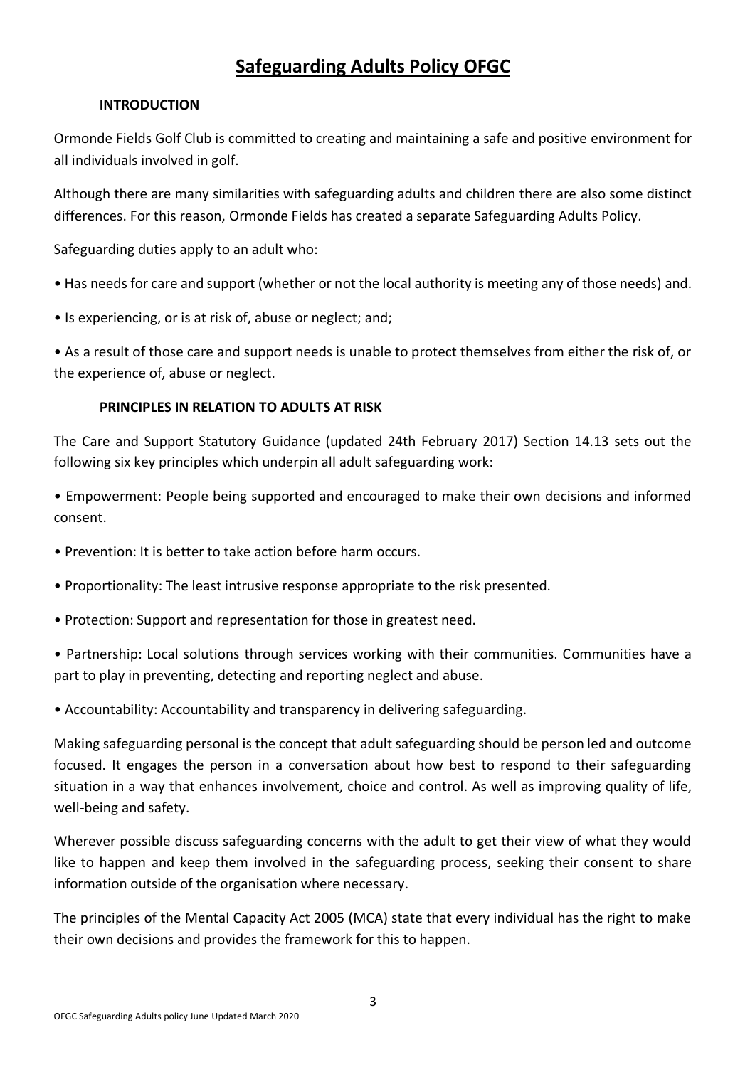# Safeguarding Adults Policy OFGC

## INTRODUCTION

Ormonde Fields Golf Club is committed to creating and maintaining a safe and positive environment for all individuals involved in golf.

Although there are many similarities with safeguarding adults and children there are also some distinct differences. For this reason, Ormonde Fields has created a separate Safeguarding Adults Policy.

Safeguarding duties apply to an adult who:

- Has needs for care and support (whether or not the local authority is meeting any of those needs) and.
- Is experiencing, or is at risk of, abuse or neglect; and;
- As a result of those care and support needs is unable to protect themselves from either the risk of, or the experience of, abuse or neglect.

## PRINCIPLES IN RELATION TO ADULTS AT RISK

The Care and Support Statutory Guidance (updated 24th February 2017) Section 14.13 sets out the following six key principles which underpin all adult safeguarding work:

- Empowerment: People being supported and encouraged to make their own decisions and informed consent.
- Prevention: It is better to take action before harm occurs.
- Proportionality: The least intrusive response appropriate to the risk presented.
- Protection: Support and representation for those in greatest need.
- Partnership: Local solutions through services working with their communities. Communities have a part to play in preventing, detecting and reporting neglect and abuse.
- Accountability: Accountability and transparency in delivering safeguarding.

Making safeguarding personal is the concept that adult safeguarding should be person led and outcome focused. It engages the person in a conversation about how best to respond to their safeguarding situation in a way that enhances involvement, choice and control. As well as improving quality of life, well-being and safety.

Wherever possible discuss safeguarding concerns with the adult to get their view of what they would like to happen and keep them involved in the safeguarding process, seeking their consent to share information outside of the organisation where necessary.

The principles of the Mental Capacity Act 2005 (MCA) state that every individual has the right to make their own decisions and provides the framework for this to happen.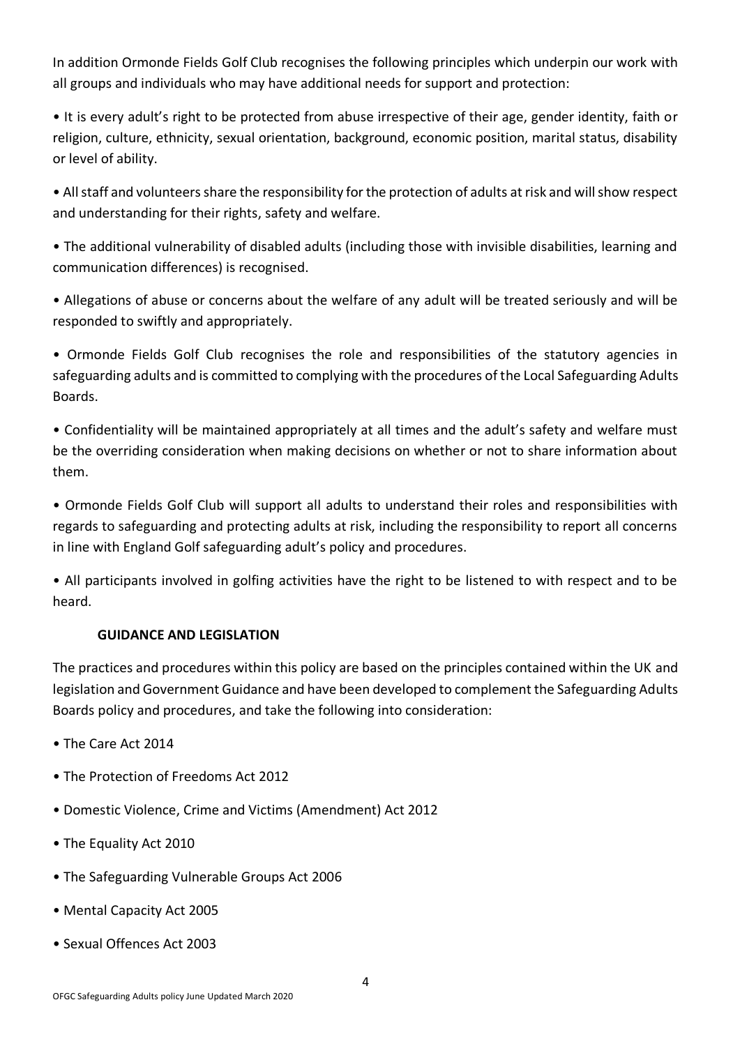In addition Ormonde Fields Golf Club recognises the following principles which underpin our work with all groups and individuals who may have additional needs for support and protection:

- It is every adult's right to be protected from abuse irrespective of their age, gender identity, faith or religion, culture, ethnicity, sexual orientation, background, economic position, marital status, disability or level of ability.
- All staff and volunteers share the responsibility for the protection of adults at risk and will show respect and understanding for their rights, safety and welfare.
- The additional vulnerability of disabled adults (including those with invisible disabilities, learning and communication differences) is recognised.
- Allegations of abuse or concerns about the welfare of any adult will be treated seriously and will be responded to swiftly and appropriately.
- Ormonde Fields Golf Club recognises the role and responsibilities of the statutory agencies in safeguarding adults and is committed to complying with the procedures of the Local Safeguarding Adults Boards.
- Confidentiality will be maintained appropriately at all times and the adult's safety and welfare must be the overriding consideration when making decisions on whether or not to share information about them.
- Ormonde Fields Golf Club will support all adults to understand their roles and responsibilities with regards to safeguarding and protecting adults at risk, including the responsibility to report all concerns in line with England Golf safeguarding adult's policy and procedures.
- All participants involved in golfing activities have the right to be listened to with respect and to be heard.

## GUIDANCE AND LEGISLATION

The practices and procedures within this policy are based on the principles contained within the UK and legislation and Government Guidance and have been developed to complement the Safeguarding Adults Boards policy and procedures, and take the following into consideration:

- The Care Act 2014
- The Protection of Freedoms Act 2012
- Domestic Violence, Crime and Victims (Amendment) Act 2012
- The Equality Act 2010
- The Safeguarding Vulnerable Groups Act 2006
- Mental Capacity Act 2005
- Sexual Offences Act 2003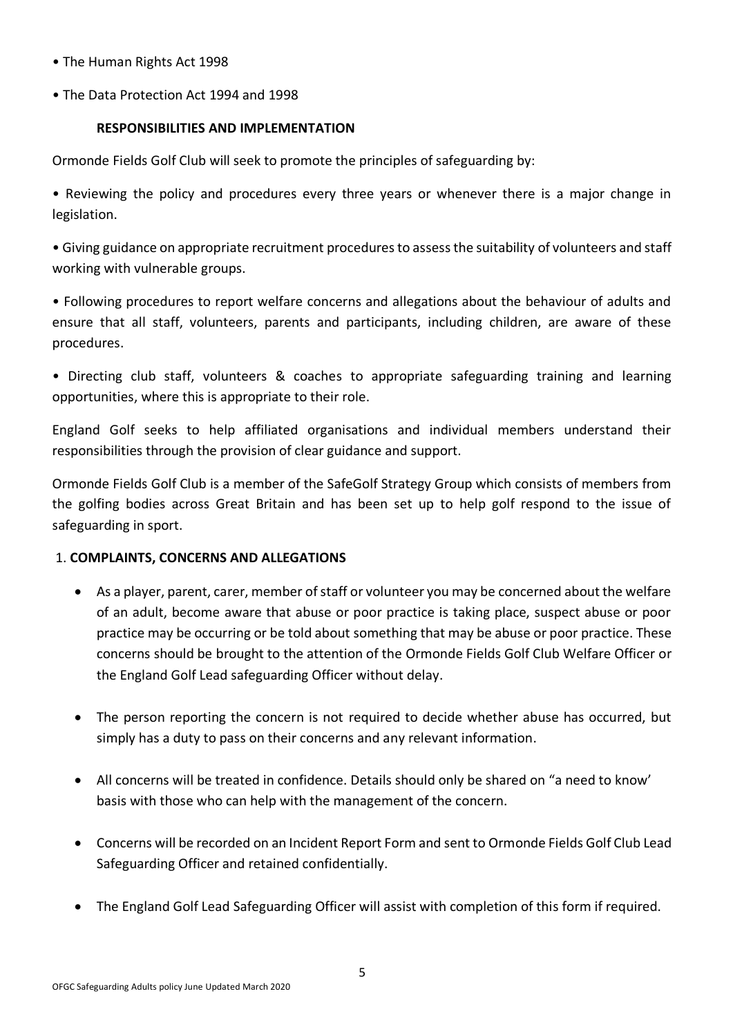- The Human Rights Act 1998
- The Data Protection Act 1994 and 1998

## RESPONSIBILITIES AND IMPLEMENTATION

Ormonde Fields Golf Club will seek to promote the principles of safeguarding by:

- Reviewing the policy and procedures every three years or whenever there is a major change in legislation.
- Giving guidance on appropriate recruitment procedures to assess the suitability of volunteers and staff working with vulnerable groups.
- Following procedures to report welfare concerns and allegations about the behaviour of adults and ensure that all staff, volunteers, parents and participants, including children, are aware of these procedures.
- Directing club staff, volunteers & coaches to appropriate safeguarding training and learning opportunities, where this is appropriate to their role.

England Golf seeks to help affiliated organisations and individual members understand their responsibilities through the provision of clear guidance and support.

Ormonde Fields Golf Club is a member of the SafeGolf Strategy Group which consists of members from the golfing bodies across Great Britain and has been set up to help golf respond to the issue of safeguarding in sport.

## 1. COMPLAINTS, CONCERNS AND ALLEGATIONS

- As a player, parent, carer, member of staff or volunteer you may be concerned about the welfare of an adult, become aware that abuse or poor practice is taking place, suspect abuse or poor practice may be occurring or be told about something that may be abuse or poor practice. These concerns should be brought to the attention of the Ormonde Fields Golf Club Welfare Officer or the England Golf Lead safeguarding Officer without delay.
- The person reporting the concern is not required to decide whether abuse has occurred, but simply has a duty to pass on their concerns and any relevant information.
- All concerns will be treated in confidence. Details should only be shared on "a need to know' basis with those who can help with the management of the concern.
- Concerns will be recorded on an Incident Report Form and sent to Ormonde Fields Golf Club Lead Safeguarding Officer and retained confidentially.
- The England Golf Lead Safeguarding Officer will assist with completion of this form if required.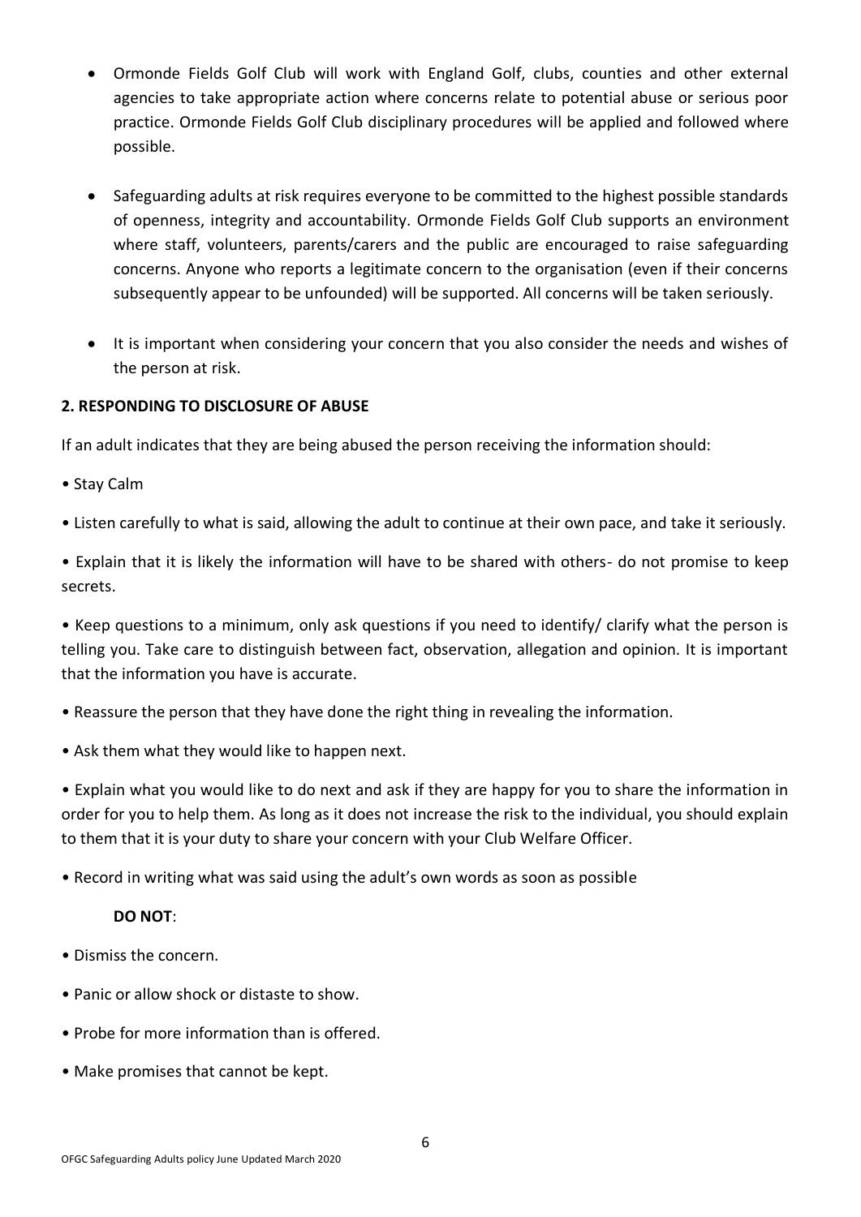- Ormonde Fields Golf Club will work with England Golf, clubs, counties and other external agencies to take appropriate action where concerns relate to potential abuse or serious poor practice. Ormonde Fields Golf Club disciplinary procedures will be applied and followed where possible.

- Safeguarding adults at risk requires everyone to be committed to the highest possible standards of openness, integrity and accountability. Ormonde Fields Golf Club supports an environment where staff, volunteers, parents/carers and the public are encouraged to raise safeguarding concerns. Anyone who reports a legitimate concern to the organisation (even if their concerns subsequently appear to be unfounded) will be supported. All concerns will be taken seriously.

- It is important when considering your concern that you also consider the needs and wishes of the person at risk.

**2. RESPONDING TO DISCLOSURE OF ABUSE**

If an adult indicates that they are being abused the person receiving the information should:

- Stay Calm
- Listen carefully to what is said, allowing the adult to continue at their own pace, and take it seriously.
- Explain that it is likely the information will have to be shared with others- do not promise to keep secrets.
- Keep questions to a minimum, only ask questions if you need to identify/ clarify what the person is telling you. Take care to distinguish between fact, observation, allegation and opinion. It is important that the information you have is accurate.
- Reassure the person that they have done the right thing in revealing the information.
- Ask them what they would like to happen next.
- Explain what you would like to do next and ask if they are happy for you to share the information in order for you to help them. As long as it does not increase the risk to the individual, you should explain to them that it is your duty to share your concern with your Club Welfare Officer.
- Record in writing what was said using the adult's own words as soon as possible

**DO NOT**:

- Dismiss the concern.
- Panic or allow shock or distaste to show.
- Probe for more information than is offered.
- Make promises that cannot be kept.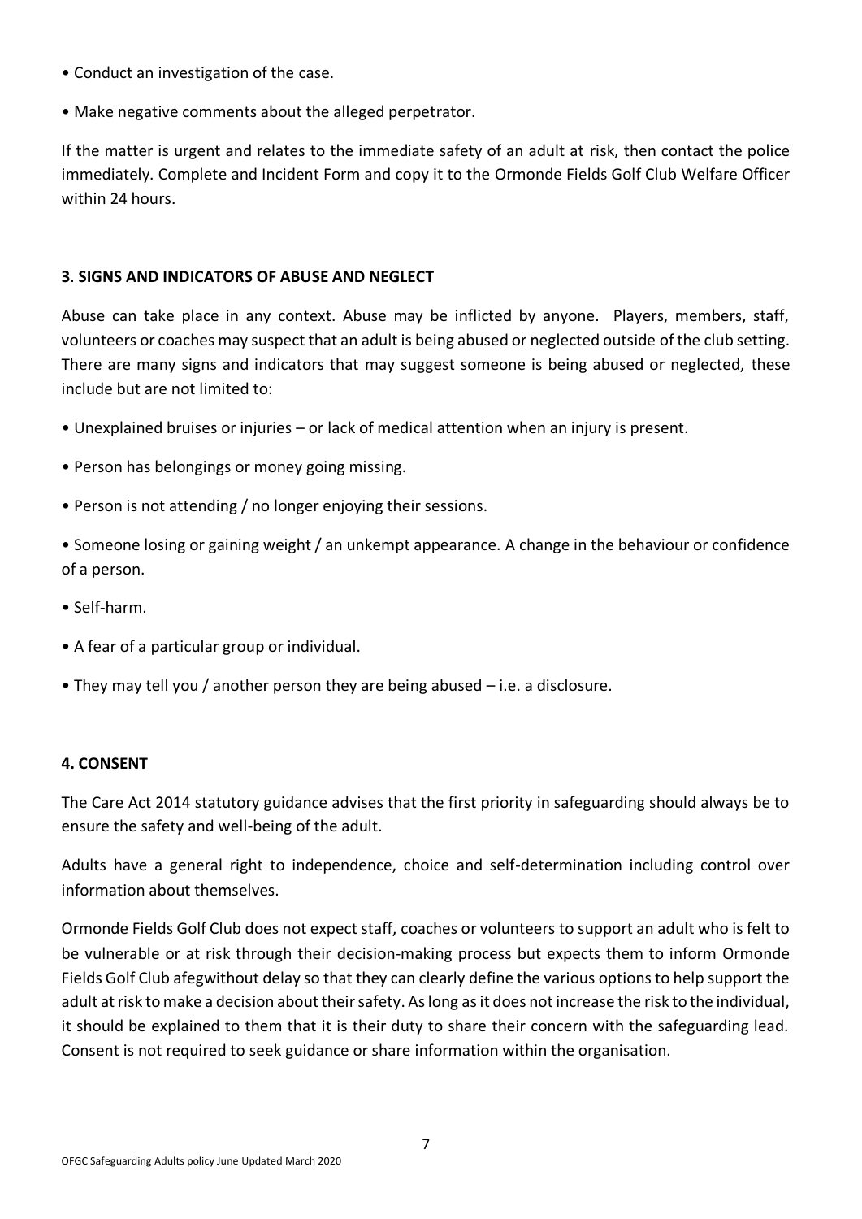- Conduct an investigation of the case.
- Make negative comments about the alleged perpetrator.

If the matter is urgent and relates to the immediate safety of an adult at risk, then contact the police immediately. Complete and Incident Form and copy it to the Ormonde Fields Golf Club Welfare Officer within 24 hours.

## 3. SIGNS AND INDICATORS OF ABUSE AND NEGLECT

Abuse can take place in any context. Abuse may be inflicted by anyone. Players, members, staff, volunteers or coaches may suspect that an adult is being abused or neglected outside of the club setting. There are many signs and indicators that may suggest someone is being abused or neglected, these include but are not limited to:

- Unexplained bruises or injuries – or lack of medical attention when an injury is present.
- Person has belongings or money going missing.
- Person is not attending / no longer enjoying their sessions.
- Someone losing or gaining weight / an unkempt appearance. A change in the behaviour or confidence of a person.
- Self-harm.
- A fear of a particular group or individual.
- They may tell you / another person they are being abused – i.e. a disclosure.

## 4. CONSENT

The Care Act 2014 statutory guidance advises that the first priority in safeguarding should always be to ensure the safety and well-being of the adult.

Adults have a general right to independence, choice and self-determination including control over information about themselves.

Ormonde Fields Golf Club does not expect staff, coaches or volunteers to support an adult who is felt to be vulnerable or at risk through their decision-making process but expects them to inform Ormonde Fields Golf Club afegwithout delay so that they can clearly define the various options to help support the adult at risk to make a decision about their safety. As long as it does not increase the risk to the individual, it should be explained to them that it is their duty to share their concern with the safeguarding lead. Consent is not required to seek guidance or share information within the organisation.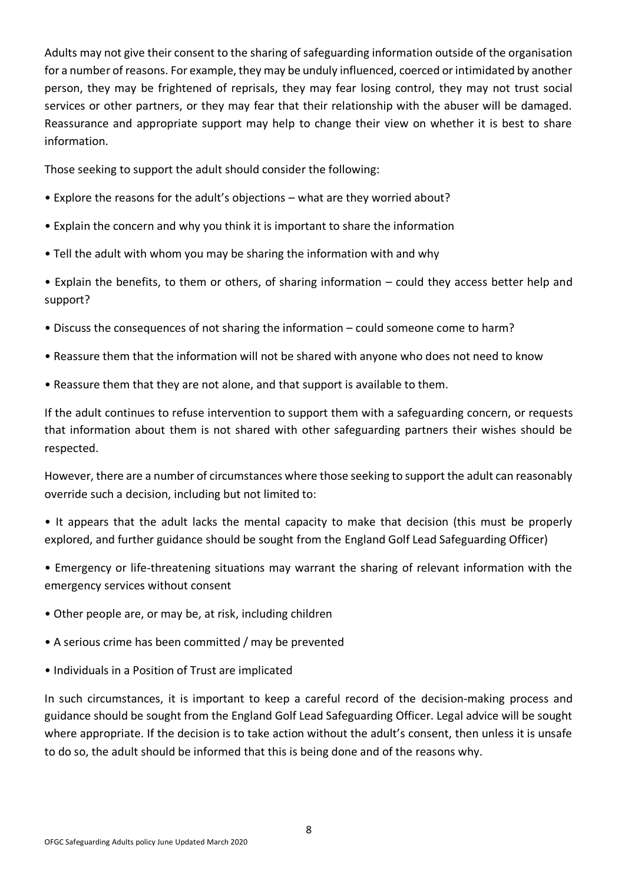Adults may not give their consent to the sharing of safeguarding information outside of the organisation for a number of reasons. For example, they may be unduly influenced, coerced or intimidated by another person, they may be frightened of reprisals, they may fear losing control, they may not trust social services or other partners, or they may fear that their relationship with the abuser will be damaged. Reassurance and appropriate support may help to change their view on whether it is best to share information.

Those seeking to support the adult should consider the following:

- Explore the reasons for the adult's objections – what are they worried about?
- Explain the concern and why you think it is important to share the information
- Tell the adult with whom you may be sharing the information with and why
- Explain the benefits, to them or others, of sharing information – could they access better help and support?
- Discuss the consequences of not sharing the information – could someone come to harm?
- Reassure them that the information will not be shared with anyone who does not need to know
- Reassure them that they are not alone, and that support is available to them.

If the adult continues to refuse intervention to support them with a safeguarding concern, or requests that information about them is not shared with other safeguarding partners their wishes should be respected.

However, there are a number of circumstances where those seeking to support the adult can reasonably override such a decision, including but not limited to:

- It appears that the adult lacks the mental capacity to make that decision (this must be properly explored, and further guidance should be sought from the England Golf Lead Safeguarding Officer)
- Emergency or life-threatening situations may warrant the sharing of relevant information with the emergency services without consent
- Other people are, or may be, at risk, including children
- A serious crime has been committed / may be prevented
- Individuals in a Position of Trust are implicated

In such circumstances, it is important to keep a careful record of the decision-making process and guidance should be sought from the England Golf Lead Safeguarding Officer. Legal advice will be sought where appropriate. If the decision is to take action without the adult's consent, then unless it is unsafe to do so, the adult should be informed that this is being done and of the reasons why.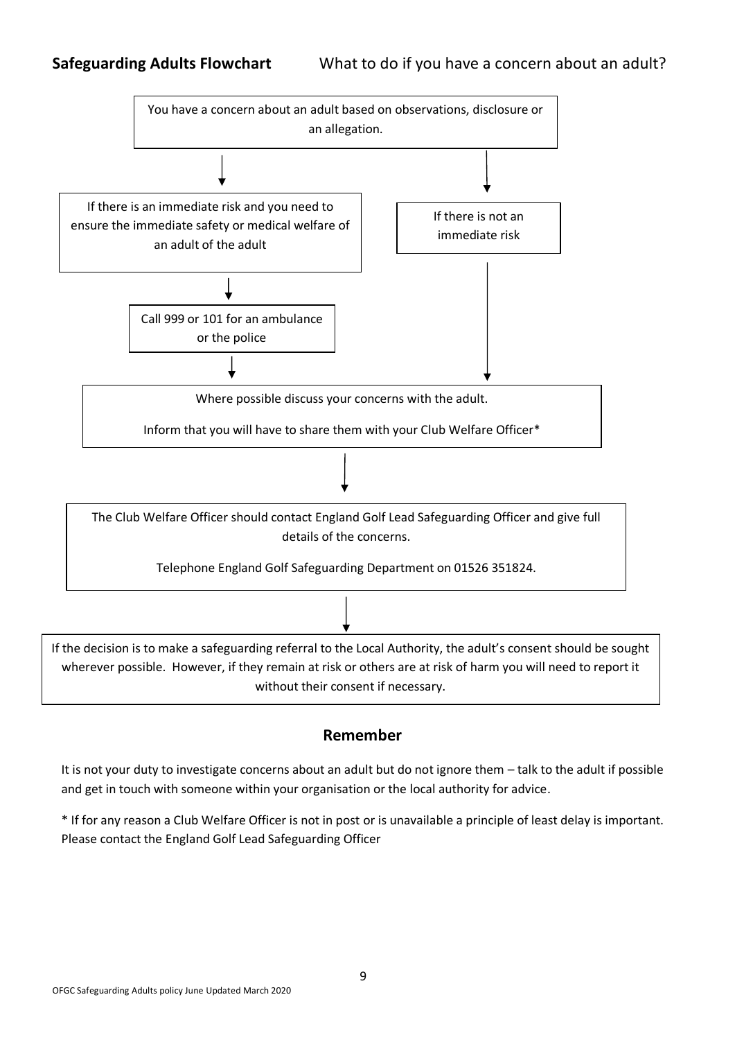**Safeguarding Adults Flowchart** What to do if you have a concern about an adult?

You have a concern about an adult based on observations, disclosure or an allegation.

↓

If there is an immediate risk and you need to ensure the immediate safety or medical welfare of an adult of the adult

↓

Call 999 or 101 for an ambulance or the police

↓

If there is not an immediate risk

↓

Where possible discuss your concerns with the adult.

Inform that you will have to share them with your Club Welfare Officer*

↓

The Club Welfare Officer should contact England Golf Lead Safeguarding Officer and give full details of the concerns.

Telephone England Golf Safeguarding Department on 01526 351824.

↓

If the decision is to make a safeguarding referral to the Local Authority, the adult's consent should be sought wherever possible. However, if they remain at risk or others are at risk of harm you will need to report it without their consent if necessary.

## Remember

It is not your duty to investigate concerns about an adult but do not ignore them – talk to the adult if possible and get in touch with someone within your organisation or the local authority for advice.

* If for any reason a Club Welfare Officer is not in post or is unavailable a principle of least delay is important. Please contact the England Golf Lead Safeguarding Officer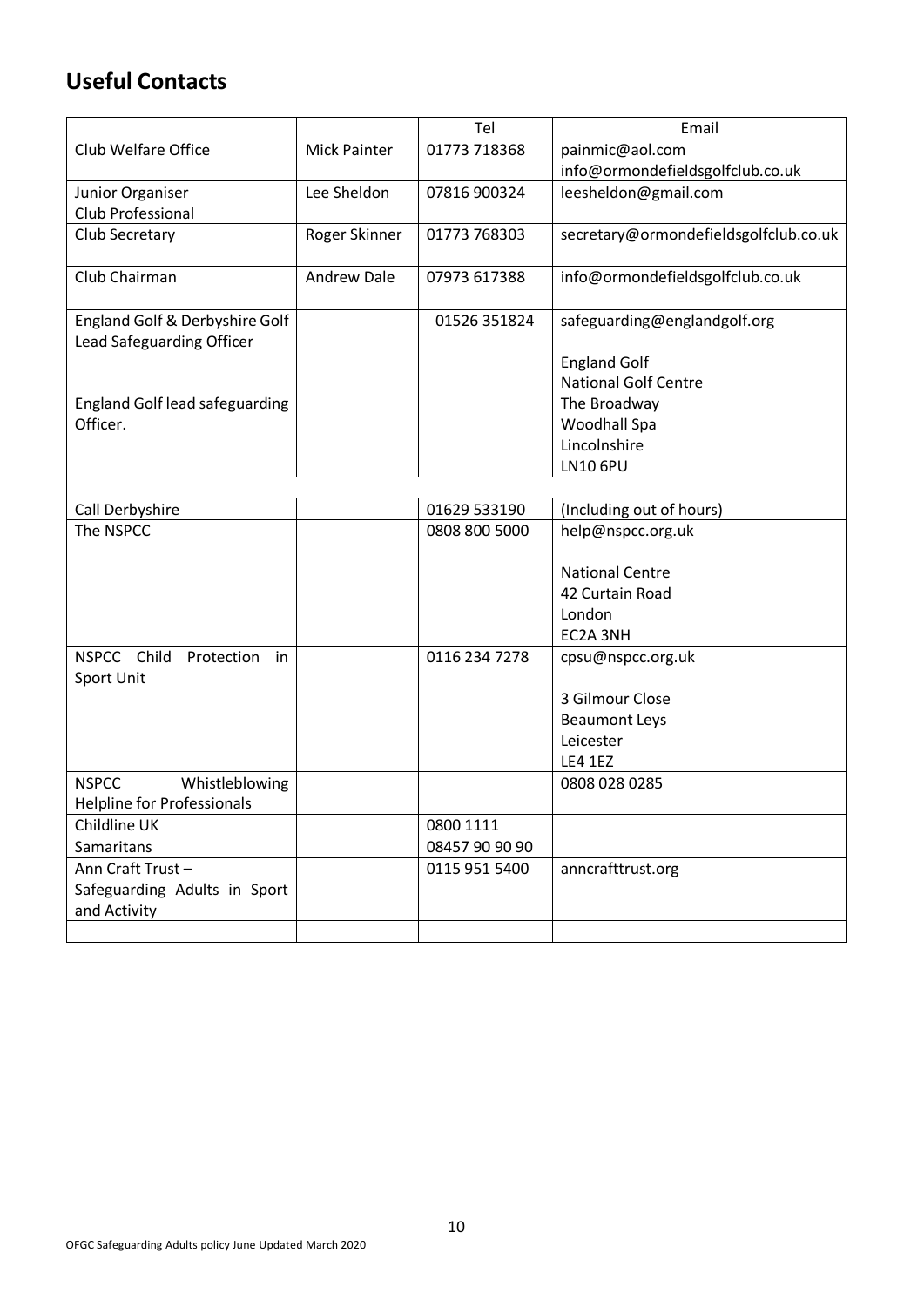## Useful Contacts

| | | Tel | Email |
|---|---|---|---|
| Club Welfare Office | Mick Painter | 01773 718368 | painmic@aol.com<br>info@ormondefieldsgolfclub.co.uk |
| Junior Organiser<br>Club Professional | Lee Sheldon | 07816 900324 | leesheldon@gmail.com |
| Club Secretary | Roger Skinner | 01773 768303 | secretary@ormondefieldsgolfclub.co.uk |
| Club Chairman | Andrew Dale | 07973 617388 | info@ormondefieldsgolfclub.co.uk |
| | | | |
| England Golf & Derbyshire Golf Lead Safeguarding Officer<br><br>England Golf lead safeguarding Officer. | | 01526 351824 | safeguarding@englandgolf.org<br><br>England Golf<br>National Golf Centre<br>The Broadway<br>Woodhall Spa<br>Lincolnshire<br>LN10 6PU |
| | | | |
| Call Derbyshire | | 01629 533190 | (Including out of hours) |
| The NSPCC | | 0808 800 5000 | help@nspcc.org.uk<br><br>National Centre<br>42 Curtain Road<br>London<br>EC2A 3NH |
| NSPCC Child Protection in Sport Unit | | 0116 234 7278 | cpsu@nspcc.org.uk<br><br>3 Gilmour Close<br>Beaumont Leys<br>Leicester<br>LE4 1EZ |
| NSPCC Whistleblowing Helpline for Professionals | | | 0808 028 0285 |
| Childline UK | | 0800 1111 | |
| Samaritans | | 08457 90 90 90 | |
| Ann Craft Trust – Safeguarding Adults in Sport and Activity | | 0115 951 5400 | anncrafttrust.org |
| | | | |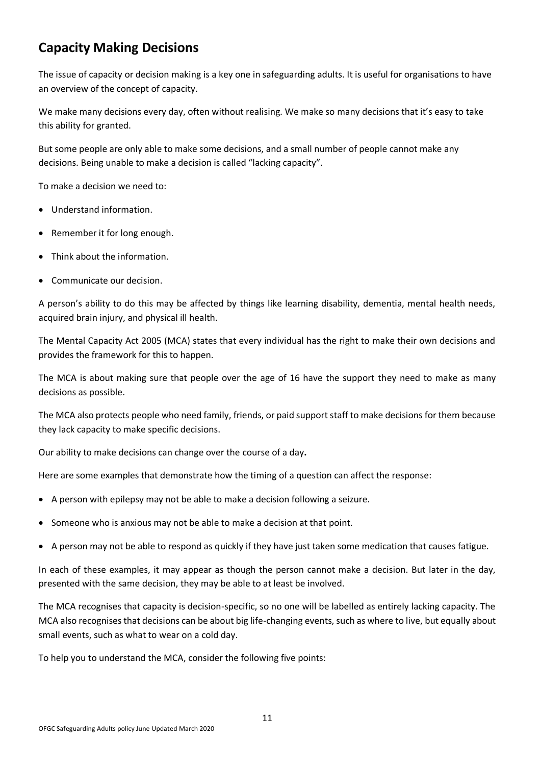## Capacity Making Decisions

The issue of capacity or decision making is a key one in safeguarding adults. It is useful for organisations to have an overview of the concept of capacity.

We make many decisions every day, often without realising. We make so many decisions that it's easy to take this ability for granted.

But some people are only able to make some decisions, and a small number of people cannot make any decisions. Being unable to make a decision is called "lacking capacity".

To make a decision we need to:

- Understand information.
- Remember it for long enough.
- Think about the information.
- Communicate our decision.

A person's ability to do this may be affected by things like learning disability, dementia, mental health needs, acquired brain injury, and physical ill health.

The Mental Capacity Act 2005 (MCA) states that every individual has the right to make their own decisions and provides the framework for this to happen.

The MCA is about making sure that people over the age of 16 have the support they need to make as many decisions as possible.

The MCA also protects people who need family, friends, or paid support staff to make decisions for them because they lack capacity to make specific decisions.

Our ability to make decisions can change over the course of a day**.**

Here are some examples that demonstrate how the timing of a question can affect the response:

- A person with epilepsy may not be able to make a decision following a seizure.
- Someone who is anxious may not be able to make a decision at that point.
- A person may not be able to respond as quickly if they have just taken some medication that causes fatigue.

In each of these examples, it may appear as though the person cannot make a decision. But later in the day, presented with the same decision, they may be able to at least be involved.

The MCA recognises that capacity is decision-specific, so no one will be labelled as entirely lacking capacity. The MCA also recognises that decisions can be about big life-changing events, such as where to live, but equally about small events, such as what to wear on a cold day.

To help you to understand the MCA, consider the following five points: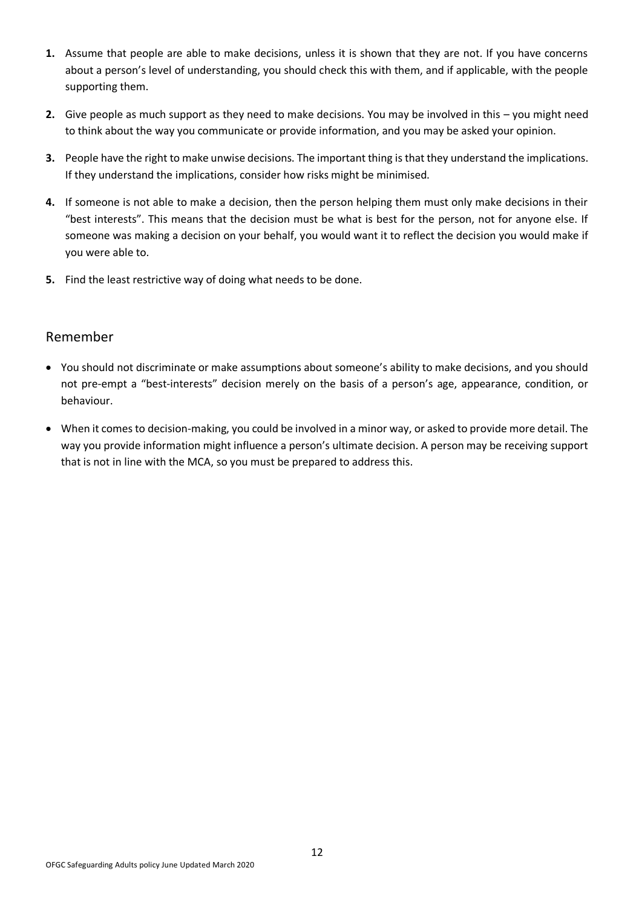1. Assume that people are able to make decisions, unless it is shown that they are not. If you have concerns about a person's level of understanding, you should check this with them, and if applicable, with the people supporting them.

2. Give people as much support as they need to make decisions. You may be involved in this – you might need to think about the way you communicate or provide information, and you may be asked your opinion.

3. People have the right to make unwise decisions. The important thing is that they understand the implications. If they understand the implications, consider how risks might be minimised.

4. If someone is not able to make a decision, then the person helping them must only make decisions in their "best interests". This means that the decision must be what is best for the person, not for anyone else. If someone was making a decision on your behalf, you would want it to reflect the decision you would make if you were able to.

5. Find the least restrictive way of doing what needs to be done.

## Remember

- You should not discriminate or make assumptions about someone's ability to make decisions, and you should not pre-empt a "best-interests" decision merely on the basis of a person's age, appearance, condition, or behaviour.
- When it comes to decision-making, you could be involved in a minor way, or asked to provide more detail. The way you provide information might influence a person's ultimate decision. A person may be receiving support that is not in line with the MCA, so you must be prepared to address this.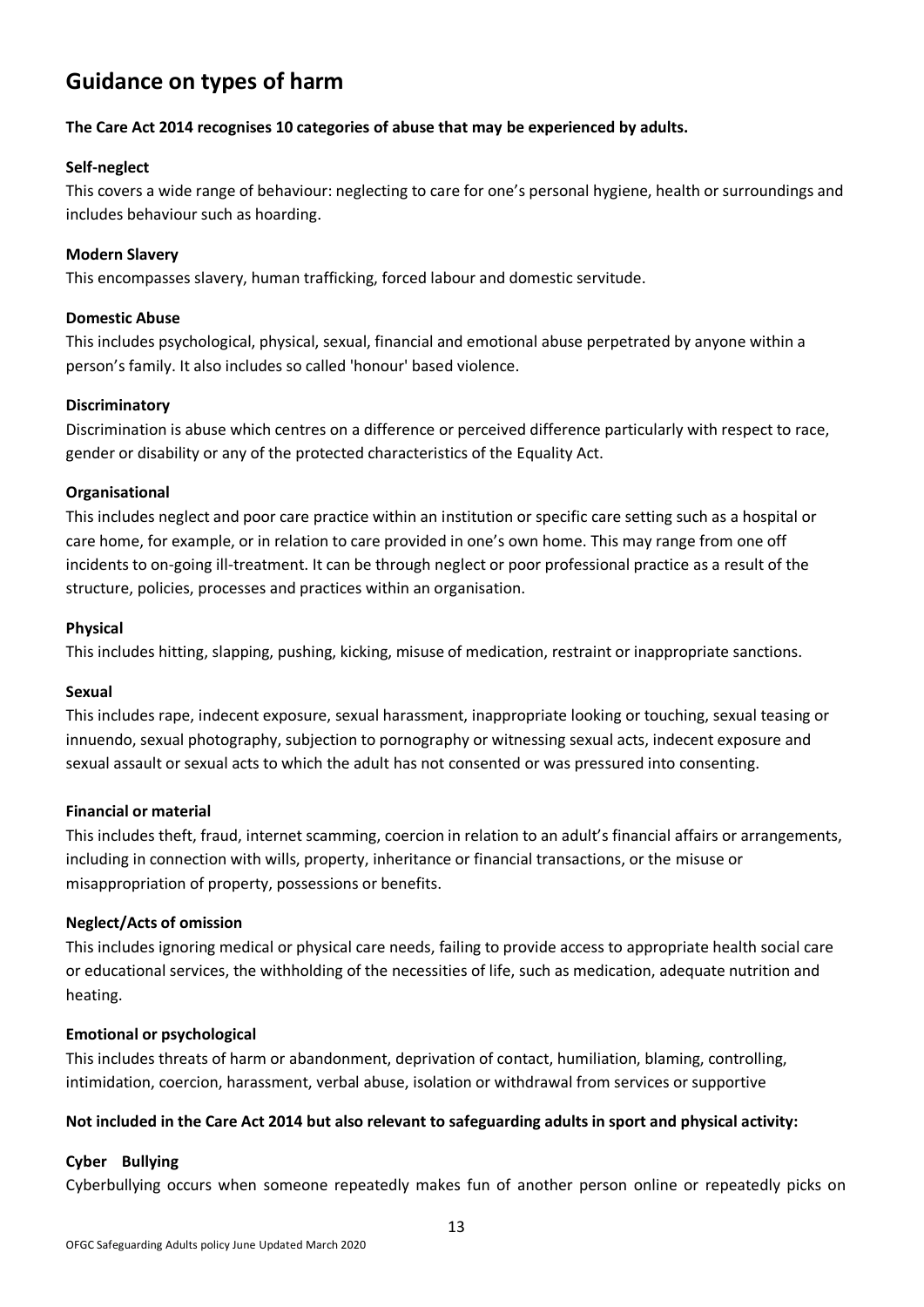## Guidance on types of harm

**The Care Act 2014 recognises 10 categories of abuse that may be experienced by adults.**

**Self-neglect**

This covers a wide range of behaviour: neglecting to care for one's personal hygiene, health or surroundings and includes behaviour such as hoarding.

**Modern Slavery**

This encompasses slavery, human trafficking, forced labour and domestic servitude.

**Domestic Abuse**

This includes psychological, physical, sexual, financial and emotional abuse perpetrated by anyone within a person's family. It also includes so called 'honour' based violence.

**Discriminatory**

Discrimination is abuse which centres on a difference or perceived difference particularly with respect to race, gender or disability or any of the protected characteristics of the Equality Act.

**Organisational**

This includes neglect and poor care practice within an institution or specific care setting such as a hospital or care home, for example, or in relation to care provided in one's own home. This may range from one off incidents to on-going ill-treatment. It can be through neglect or poor professional practice as a result of the structure, policies, processes and practices within an organisation.

**Physical**

This includes hitting, slapping, pushing, kicking, misuse of medication, restraint or inappropriate sanctions.

**Sexual**

This includes rape, indecent exposure, sexual harassment, inappropriate looking or touching, sexual teasing or innuendo, sexual photography, subjection to pornography or witnessing sexual acts, indecent exposure and sexual assault or sexual acts to which the adult has not consented or was pressured into consenting.

**Financial or material**

This includes theft, fraud, internet scamming, coercion in relation to an adult's financial affairs or arrangements, including in connection with wills, property, inheritance or financial transactions, or the misuse or misappropriation of property, possessions or benefits.

**Neglect/Acts of omission**

This includes ignoring medical or physical care needs, failing to provide access to appropriate health social care or educational services, the withholding of the necessities of life, such as medication, adequate nutrition and heating.

**Emotional or psychological**

This includes threats of harm or abandonment, deprivation of contact, humiliation, blaming, controlling, intimidation, coercion, harassment, verbal abuse, isolation or withdrawal from services or supportive

**Not included in the Care Act 2014 but also relevant to safeguarding adults in sport and physical activity:**

**Cyber Bullying**

Cyberbullying occurs when someone repeatedly makes fun of another person online or repeatedly picks on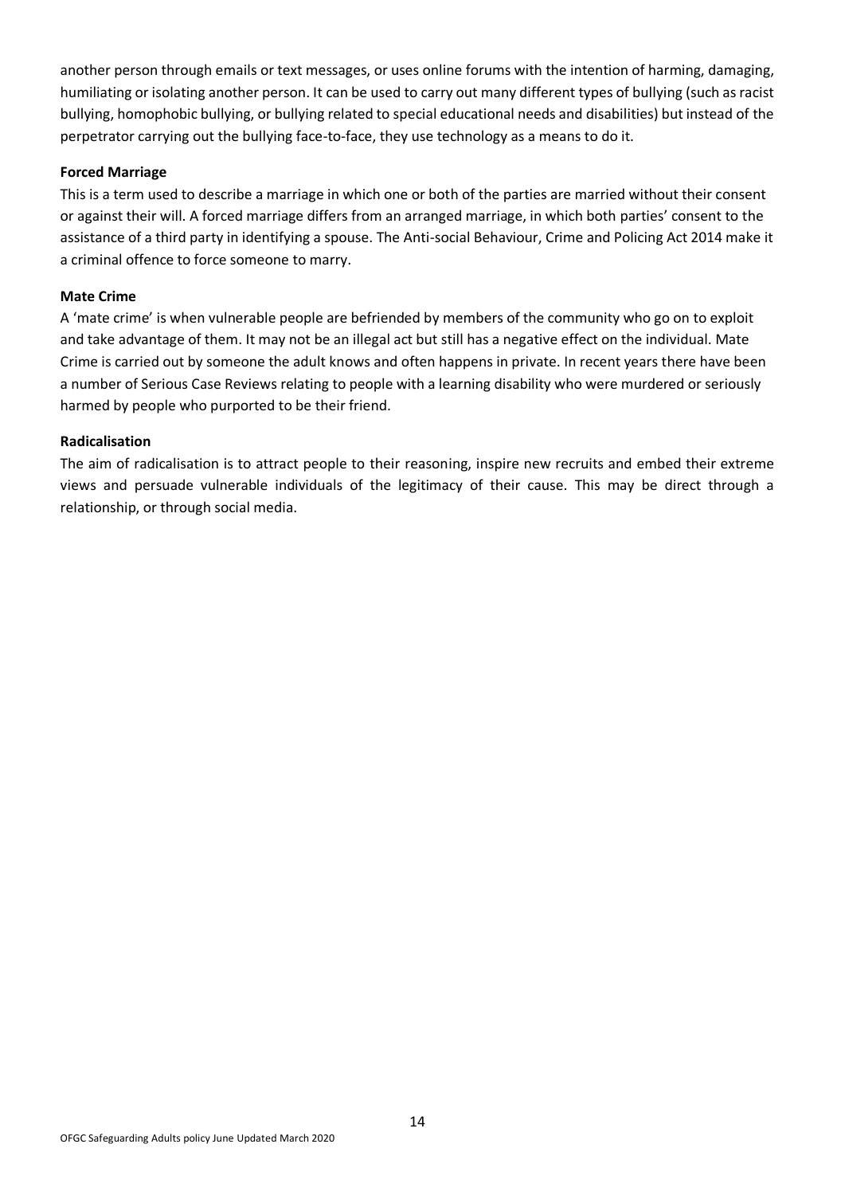another person through emails or text messages, or uses online forums with the intention of harming, damaging, humiliating or isolating another person. It can be used to carry out many different types of bullying (such as racist bullying, homophobic bullying, or bullying related to special educational needs and disabilities) but instead of the perpetrator carrying out the bullying face-to-face, they use technology as a means to do it.

**Forced Marriage**

This is a term used to describe a marriage in which one or both of the parties are married without their consent or against their will. A forced marriage differs from an arranged marriage, in which both parties' consent to the assistance of a third party in identifying a spouse. The Anti-social Behaviour, Crime and Policing Act 2014 make it a criminal offence to force someone to marry.

**Mate Crime**

A 'mate crime' is when vulnerable people are befriended by members of the community who go on to exploit and take advantage of them. It may not be an illegal act but still has a negative effect on the individual. Mate Crime is carried out by someone the adult knows and often happens in private. In recent years there have been a number of Serious Case Reviews relating to people with a learning disability who were murdered or seriously harmed by people who purported to be their friend.

**Radicalisation**

The aim of radicalisation is to attract people to their reasoning, inspire new recruits and embed their extreme views and persuade vulnerable individuals of the legitimacy of their cause. This may be direct through a relationship, or through social media.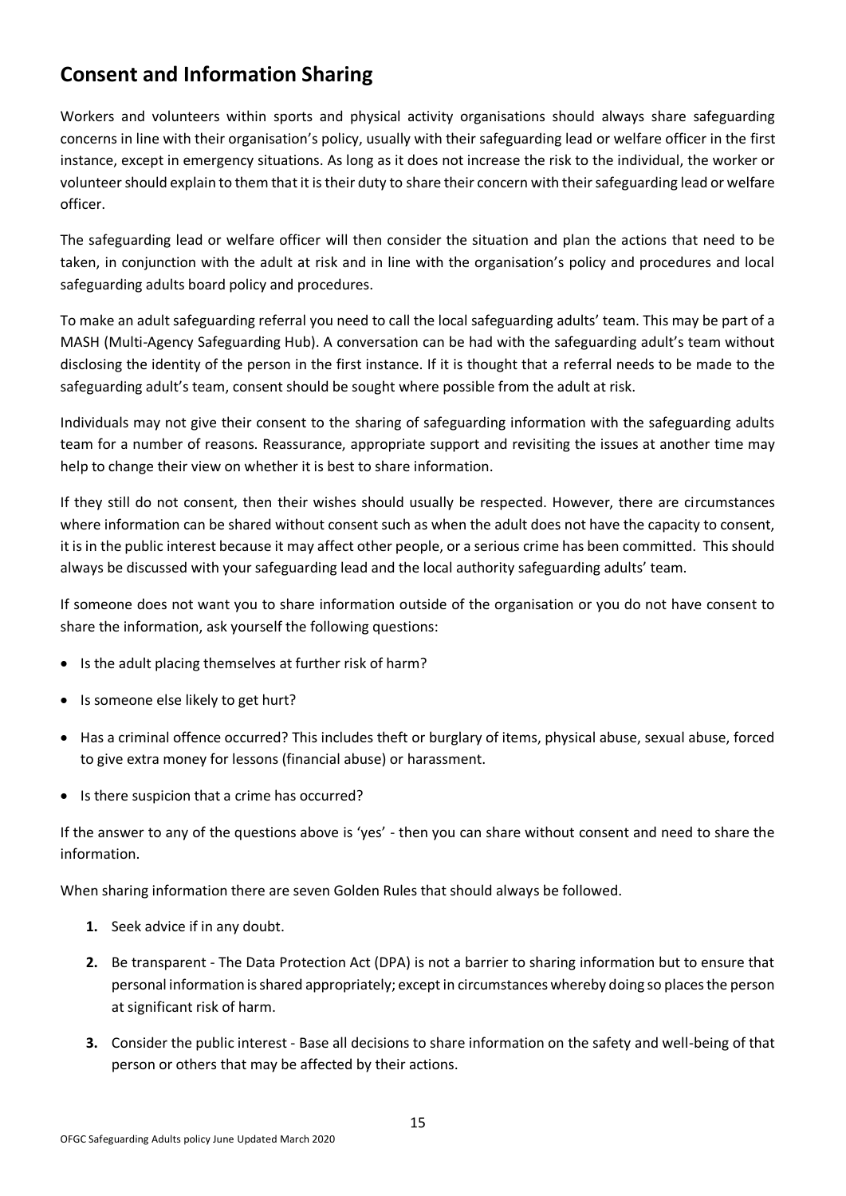## Consent and Information Sharing

Workers and volunteers within sports and physical activity organisations should always share safeguarding concerns in line with their organisation's policy, usually with their safeguarding lead or welfare officer in the first instance, except in emergency situations. As long as it does not increase the risk to the individual, the worker or volunteer should explain to them that it is their duty to share their concern with their safeguarding lead or welfare officer.

The safeguarding lead or welfare officer will then consider the situation and plan the actions that need to be taken, in conjunction with the adult at risk and in line with the organisation's policy and procedures and local safeguarding adults board policy and procedures.

To make an adult safeguarding referral you need to call the local safeguarding adults' team. This may be part of a MASH (Multi-Agency Safeguarding Hub). A conversation can be had with the safeguarding adult's team without disclosing the identity of the person in the first instance. If it is thought that a referral needs to be made to the safeguarding adult's team, consent should be sought where possible from the adult at risk.

Individuals may not give their consent to the sharing of safeguarding information with the safeguarding adults team for a number of reasons. Reassurance, appropriate support and revisiting the issues at another time may help to change their view on whether it is best to share information.

If they still do not consent, then their wishes should usually be respected. However, there are circumstances where information can be shared without consent such as when the adult does not have the capacity to consent, it is in the public interest because it may affect other people, or a serious crime has been committed. This should always be discussed with your safeguarding lead and the local authority safeguarding adults' team.

If someone does not want you to share information outside of the organisation or you do not have consent to share the information, ask yourself the following questions:

- Is the adult placing themselves at further risk of harm?
- Is someone else likely to get hurt?
- Has a criminal offence occurred? This includes theft or burglary of items, physical abuse, sexual abuse, forced to give extra money for lessons (financial abuse) or harassment.
- Is there suspicion that a crime has occurred?

If the answer to any of the questions above is 'yes' - then you can share without consent and need to share the information.

When sharing information there are seven Golden Rules that should always be followed.

1. Seek advice if in any doubt.
2. Be transparent - The Data Protection Act (DPA) is not a barrier to sharing information but to ensure that personal information is shared appropriately; except in circumstances whereby doing so places the person at significant risk of harm.
3. Consider the public interest - Base all decisions to share information on the safety and well-being of that person or others that may be affected by their actions.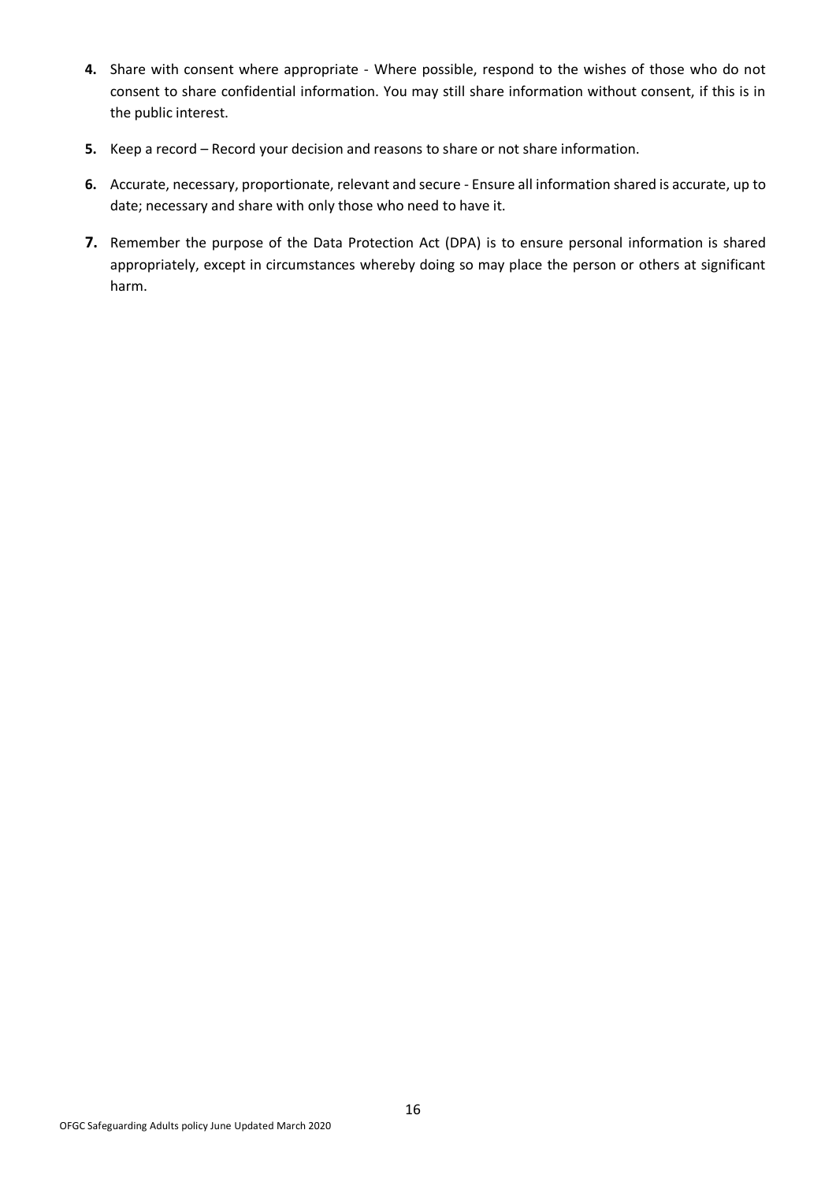4. Share with consent where appropriate - Where possible, respond to the wishes of those who do not consent to share confidential information. You may still share information without consent, if this is in the public interest.
5. Keep a record – Record your decision and reasons to share or not share information.
6. Accurate, necessary, proportionate, relevant and secure - Ensure all information shared is accurate, up to date; necessary and share with only those who need to have it.
7. Remember the purpose of the Data Protection Act (DPA) is to ensure personal information is shared appropriately, except in circumstances whereby doing so may place the person or others at significant harm.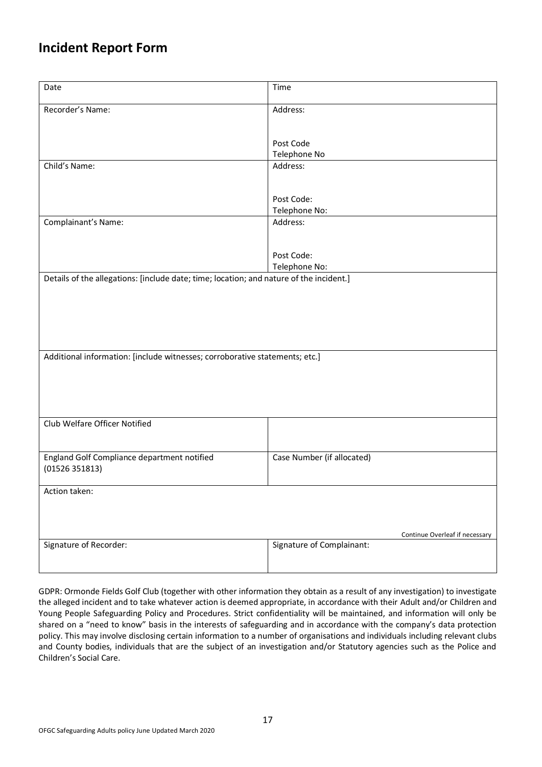## Incident Report Form

| | |
|---|---|
| Date | Time |
| Recorder's Name: | Address:<br><br>Post Code<br>Telephone No |
| Child's Name: | Address:<br><br>Post Code:<br>Telephone No: |
| Complainant's Name: | Address:<br><br>Post Code:<br>Telephone No: |
| Details of the allegations: [include date; time; location; and nature of the incident.] | |
| Additional information: [include witnesses; corroborative statements; etc.] | |
| Club Welfare Officer Notified | |
| England Golf Compliance department notified (01526 351813) | Case Number (if allocated) |
| Action taken:<br><br>Continue Overleaf if necessary | |
| Signature of Recorder: | Signature of Complainant: |

GDPR: Ormonde Fields Golf Club (together with other information they obtain as a result of any investigation) to investigate the alleged incident and to take whatever action is deemed appropriate, in accordance with their Adult and/or Children and Young People Safeguarding Policy and Procedures. Strict confidentiality will be maintained, and information will only be shared on a "need to know" basis in the interests of safeguarding and in accordance with the company's data protection policy. This may involve disclosing certain information to a number of organisations and individuals including relevant clubs and County bodies, individuals that are the subject of an investigation and/or Statutory agencies such as the Police and Children's Social Care.